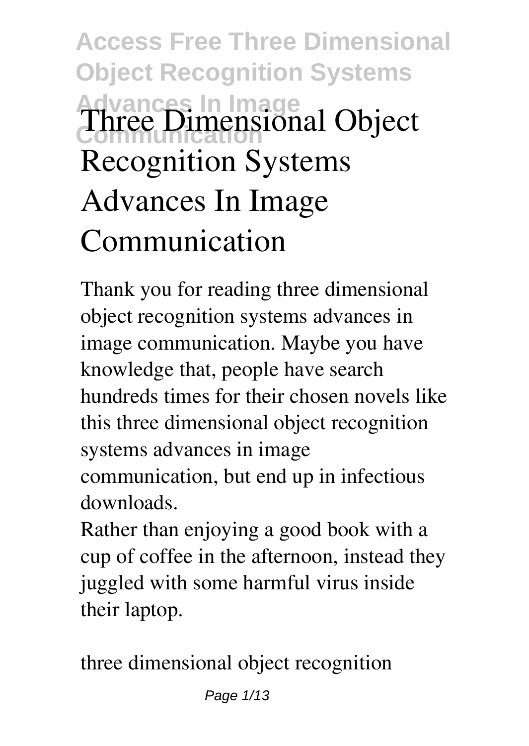# Three Dimensional Object Recognition Systems Advances In Image Communication

Thank you for reading three dimensional object recognition systems advances in image communication. Maybe you have knowledge that, people have search hundreds times for their chosen novels like this three dimensional object recognition systems advances in image communication, but end up in infectious downloads.

Rather than enjoying a good book with a cup of coffee in the afternoon, instead they juggled with some harmful virus inside their laptop.

three dimensional object recognition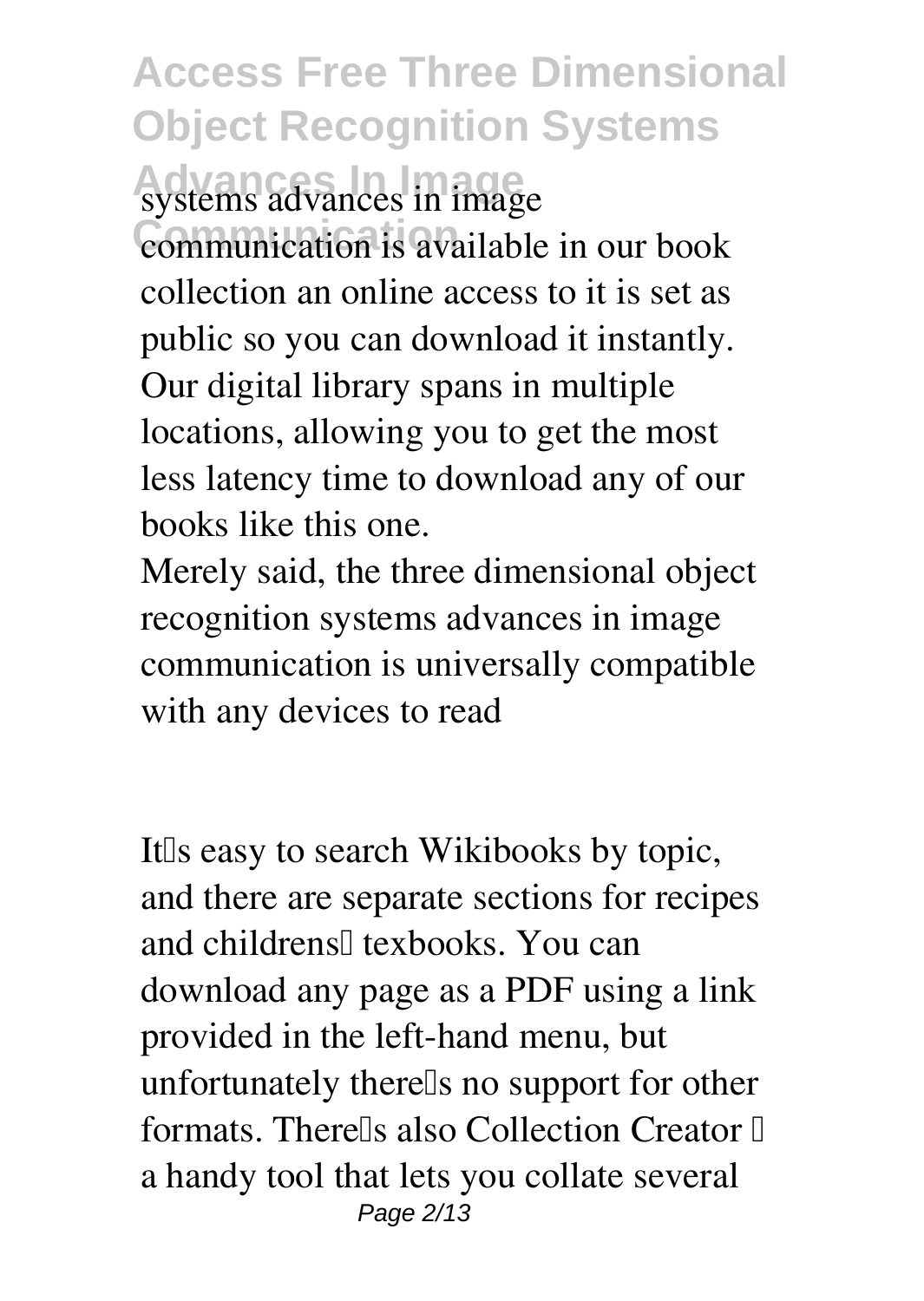systems advances in image communication is available in our book collection an online access to it is set as public so you can download it instantly. Our digital library spans in multiple locations, allowing you to get the most less latency time to download any of our books like this one.

Merely said, the three dimensional object recognition systems advances in image communication is universally compatible with any devices to read

It's easy to search Wikibooks by topic, and there are separate sections for recipes and childrens' texbooks. You can download any page as a PDF using a link provided in the left-hand menu, but unfortunately there's no support for other formats. There's also Collection Creator – a handy tool that lets you collate several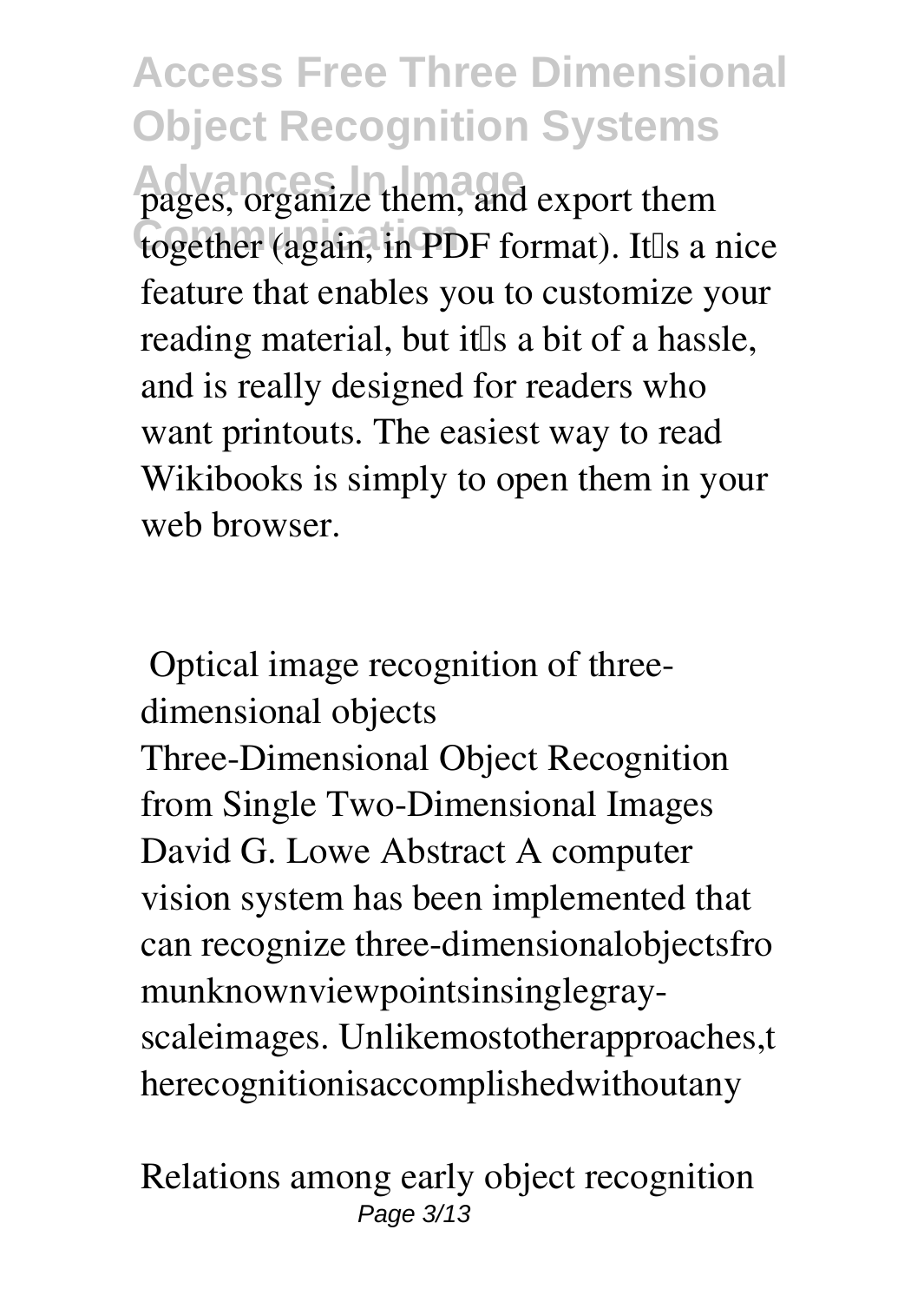pages, organize them, and export them together (again, in PDF format). It's a nice feature that enables you to customize your reading material, but it's a bit of a hassle, and is really designed for readers who want printouts. The easiest way to read Wikibooks is simply to open them in your web browser.

**Optical image recognition of three-dimensional objects**

Three-Dimensional Object Recognition from Single Two-Dimensional Images David G. Lowe Abstract A computer vision system has been implemented that can recognize three-dimensionalobjectsfro munknownviewpointsinsinglegray-scaleimages. Unlikemostotherapproaches,t herecognitionisaccomplishedwithoutany

**Relations among early object recognition**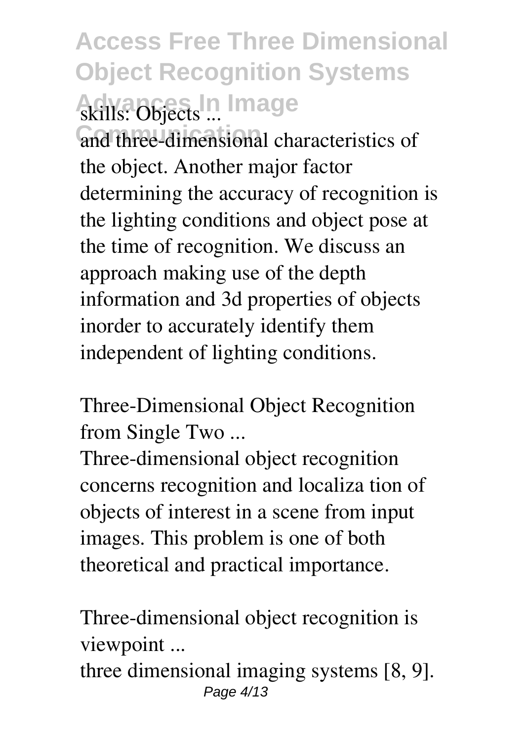skills: Objects ...

and three-dimensional characteristics of the object. Another major factor determining the accuracy of recognition is the lighting conditions and object pose at the time of recognition. We discuss an approach making use of the depth information and 3d properties of objects inorder to accurately identify them independent of lighting conditions.

**Three-Dimensional Object Recognition from Single Two ...**

Three-dimensional object recognition concerns recognition and localiza tion of objects of interest in a scene from input images. This problem is one of both theoretical and practical importance.

**Three-dimensional object recognition is viewpoint ...**

three dimensional imaging systems [8, 9].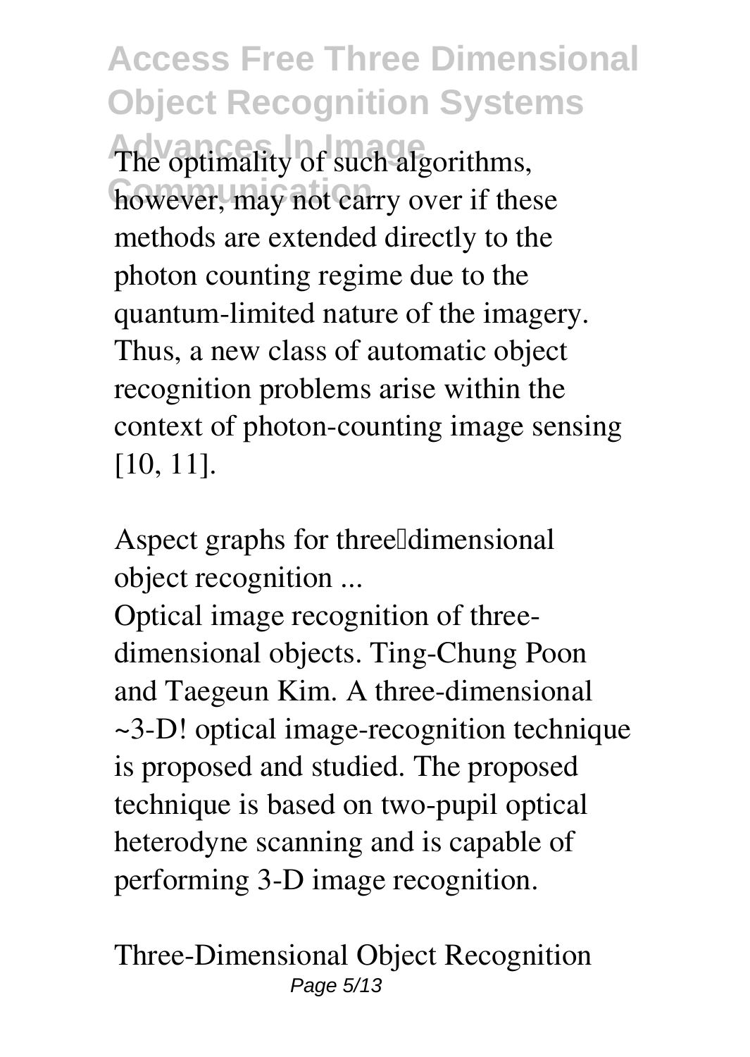The optimality of such algorithms, however, may not carry over if these methods are extended directly to the photon counting regime due to the quantum-limited nature of the imagery. Thus, a new class of automatic object recognition problems arise within the context of photon-counting image sensing [10, 11].

**Aspect graphs for three‐dimensional object recognition ...**

Optical image recognition of three-dimensional objects. Ting-Chung Poon and Taegeun Kim. A three-dimensional ~3-D! optical image-recognition technique is proposed and studied. The proposed technique is based on two-pupil optical heterodyne scanning and is capable of performing 3-D image recognition.

**Three-Dimensional Object Recognition**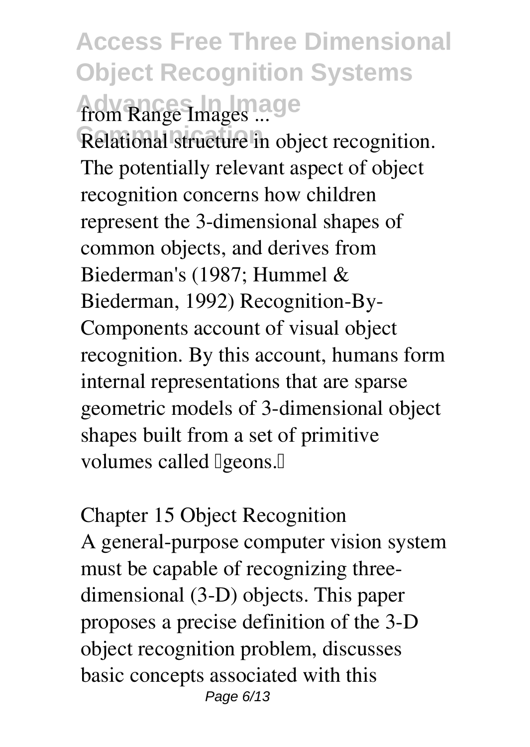**from Range Images ...**

Relational structure in object recognition. The potentially relevant aspect of object recognition concerns how children represent the 3-dimensional shapes of common objects, and derives from Biederman's (1987; Hummel & Biederman, 1992) Recognition-By-Components account of visual object recognition. By this account, humans form internal representations that are sparse geometric models of 3-dimensional object shapes built from a set of primitive volumes called "geons."

**Chapter 15 Object Recognition**

A general-purpose computer vision system must be capable of recognizing three-dimensional (3-D) objects. This paper proposes a precise definition of the 3-D object recognition problem, discusses basic concepts associated with this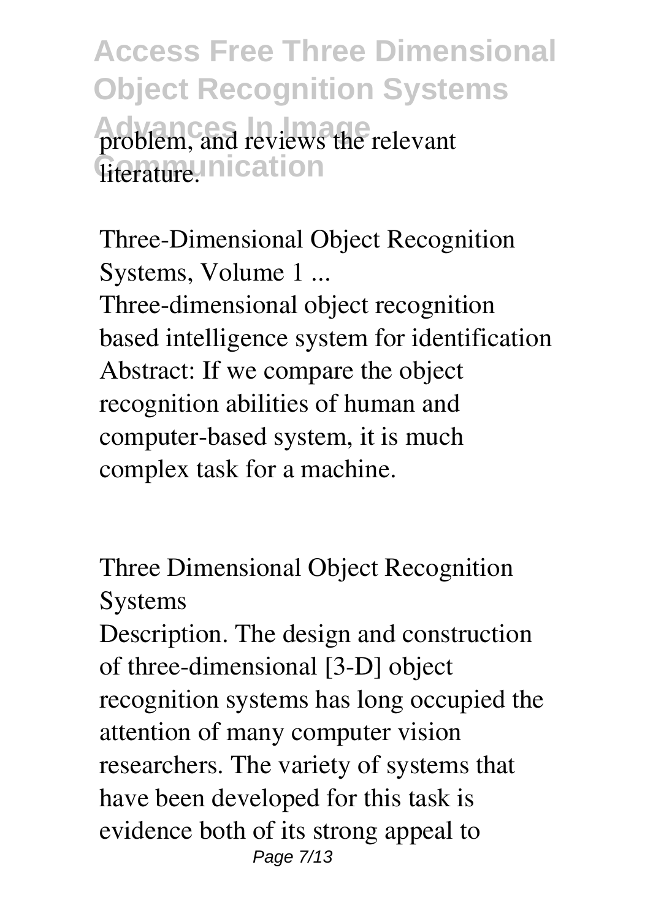problem, and reviews the relevant literature.

**Three-Dimensional Object Recognition Systems, Volume 1 ...**

Three-dimensional object recognition based intelligence system for identification Abstract: If we compare the object recognition abilities of human and computer-based system, it is much complex task for a machine.

**Three Dimensional Object Recognition Systems**

Description. The design and construction of three-dimensional [3-D] object recognition systems has long occupied the attention of many computer vision researchers. The variety of systems that have been developed for this task is evidence both of its strong appeal to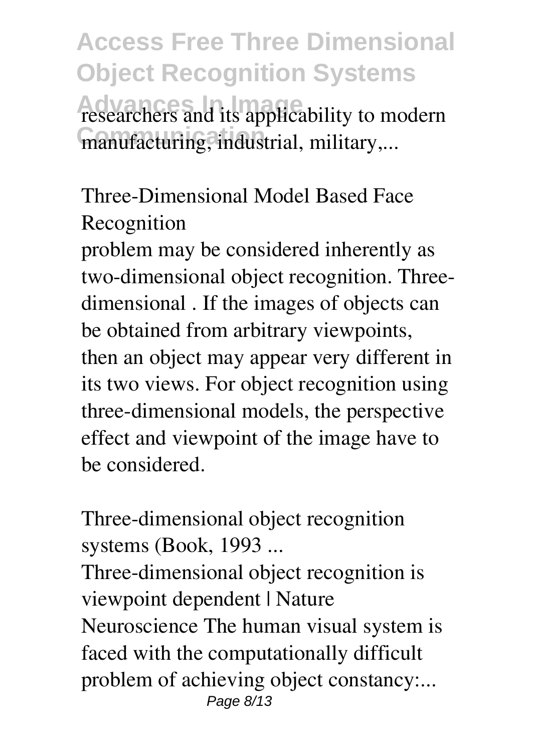researchers and its applicability to modern manufacturing, industrial, military,...

**Three-Dimensional Model Based Face Recognition**

problem may be considered inherently as two-dimensional object recognition. Three-dimensional . If the images of objects can be obtained from arbitrary viewpoints, then an object may appear very different in its two views. For object recognition using three-dimensional models, the perspective effect and viewpoint of the image have to be considered.

**Three-dimensional object recognition systems (Book, 1993 ...**

Three-dimensional object recognition is viewpoint dependent | Nature Neuroscience The human visual system is faced with the computationally difficult problem of achieving object constancy:...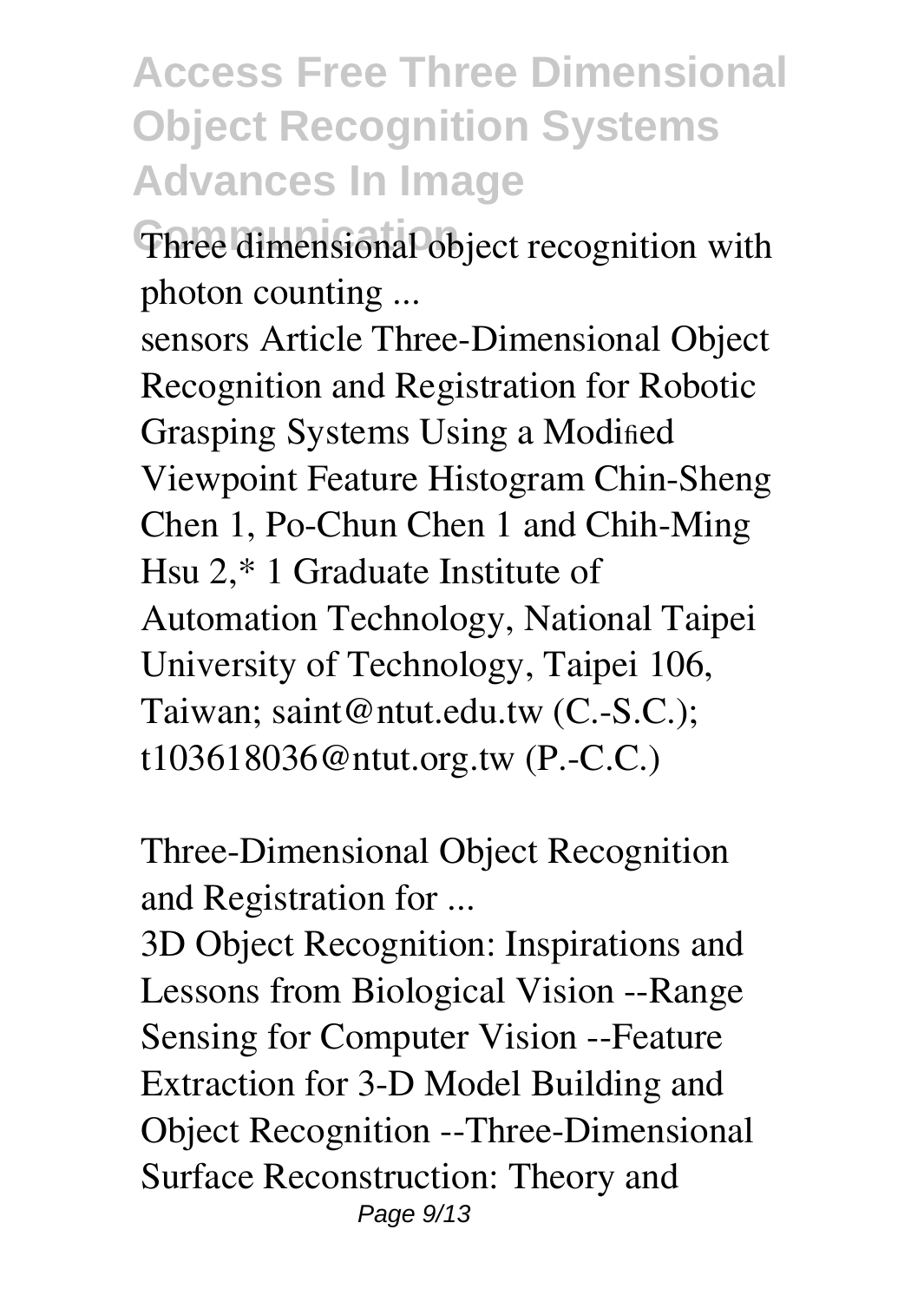**Three dimensional object recognition with photon counting ...**

sensors Article Three-Dimensional Object Recognition and Registration for Robotic Grasping Systems Using a Modified Viewpoint Feature Histogram Chin-Sheng Chen 1, Po-Chun Chen 1 and Chih-Ming Hsu 2,* 1 Graduate Institute of Automation Technology, National Taipei University of Technology, Taipei 106, Taiwan; saint@ntut.edu.tw (C.-S.C.); t103618036@ntut.org.tw (P.-C.C.)

**Three-Dimensional Object Recognition and Registration for ...**

3D Object Recognition: Inspirations and Lessons from Biological Vision --Range Sensing for Computer Vision --Feature Extraction for 3-D Model Building and Object Recognition --Three-Dimensional Surface Reconstruction: Theory and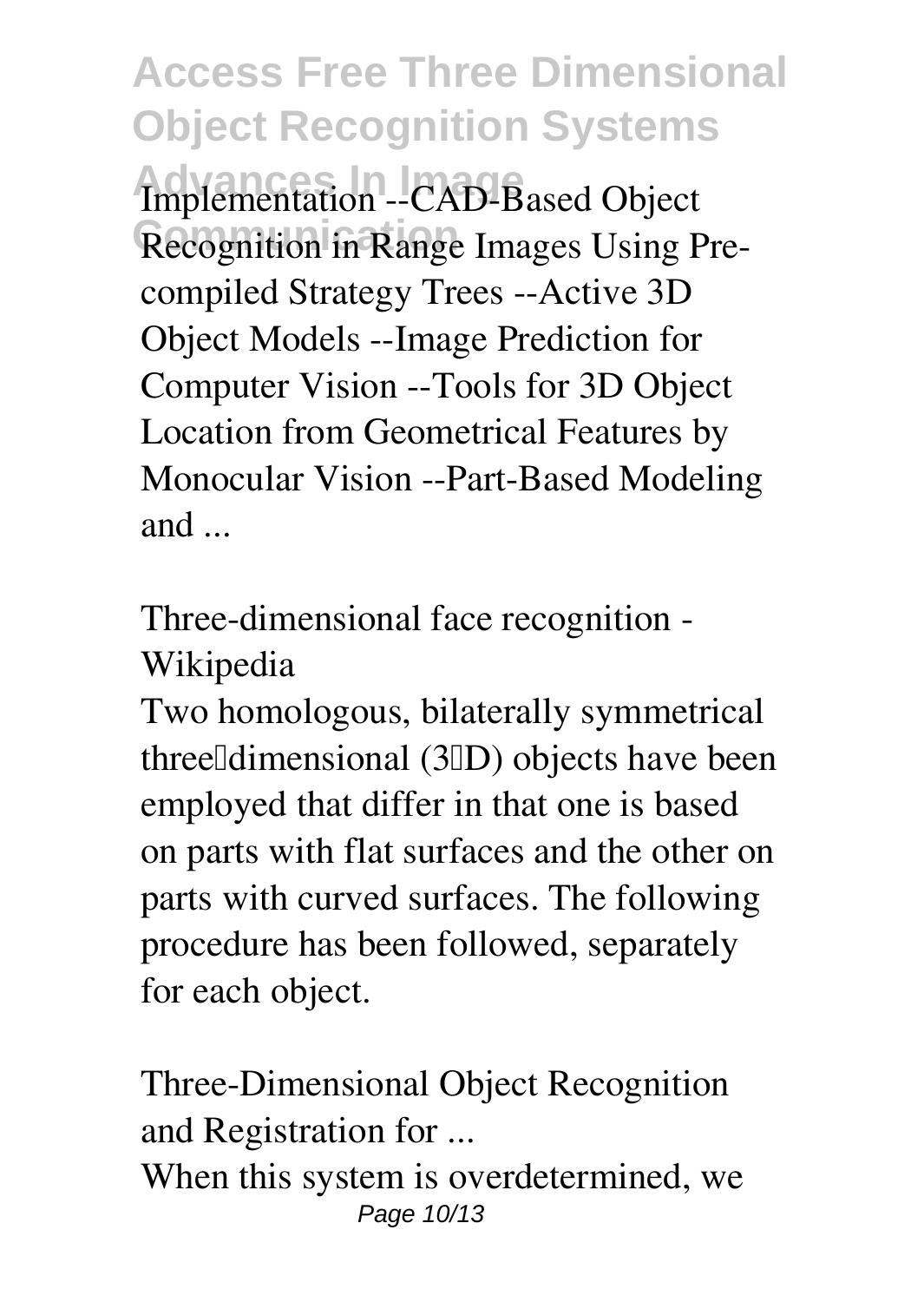Implementation --CAD-Based Object Recognition in Range Images Using Pre-compiled Strategy Trees --Active 3D Object Models --Image Prediction for Computer Vision --Tools for 3D Object Location from Geometrical Features by Monocular Vision --Part-Based Modeling and ...

**Three-dimensional face recognition - Wikipedia**

Two homologous, bilaterally symmetrical three‐dimensional (3‐D) objects have been employed that differ in that one is based on parts with flat surfaces and the other on parts with curved surfaces. The following procedure has been followed, separately for each object.

**Three-Dimensional Object Recognition and Registration for ...**

When this system is overdetermined, we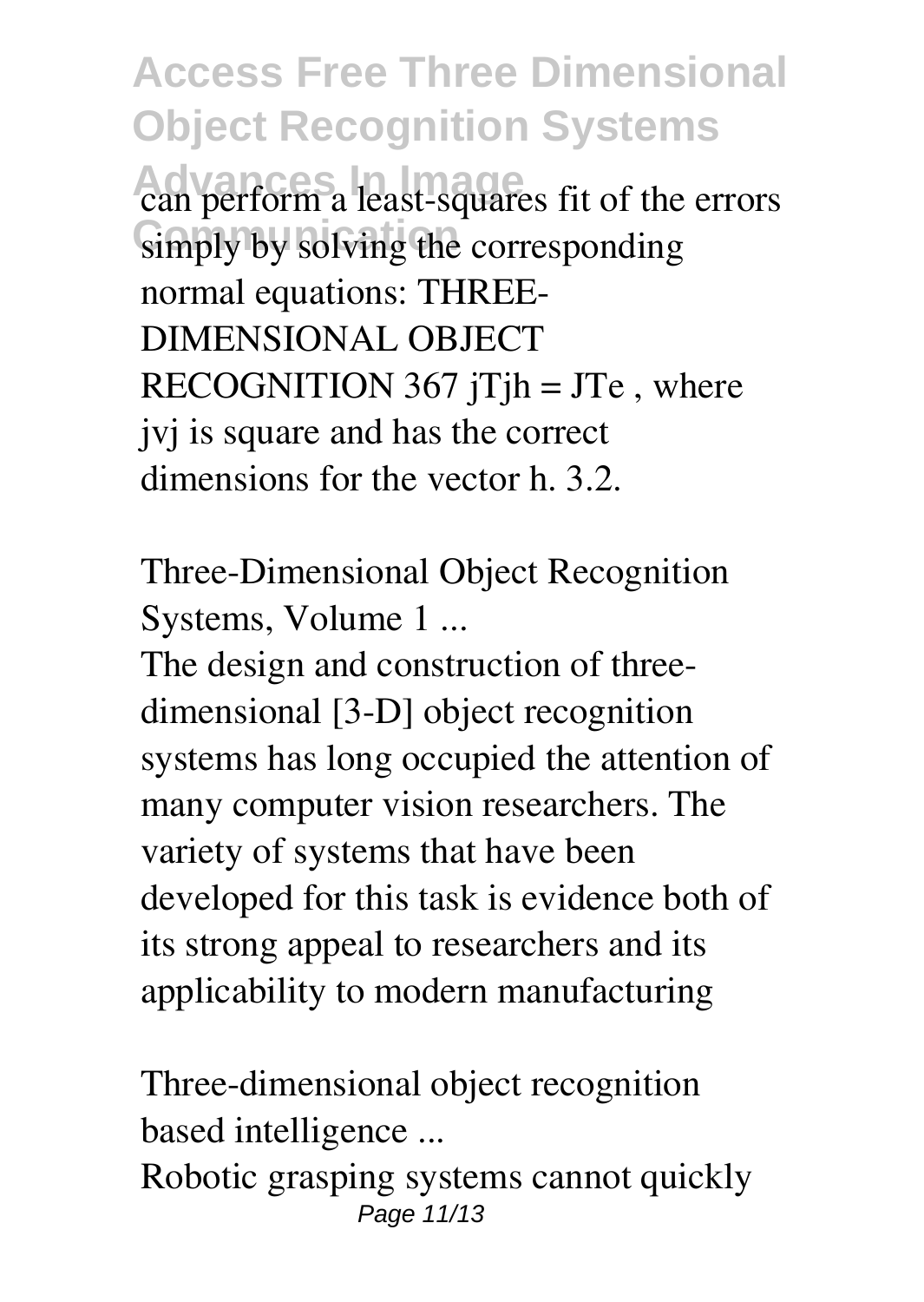can perform a least-squares fit of the errors simply by solving the corresponding normal equations: THREE-DIMENSIONAL OBJECT RECOGNITION 367 jTjh = JTe , where jvj is square and has the correct dimensions for the vector h. 3.2.

Three-Dimensional Object Recognition Systems, Volume 1 ...

The design and construction of three-dimensional [3-D] object recognition systems has long occupied the attention of many computer vision researchers. The variety of systems that have been developed for this task is evidence both of its strong appeal to researchers and its applicability to modern manufacturing

Three-dimensional object recognition based intelligence ...

Robotic grasping systems cannot quickly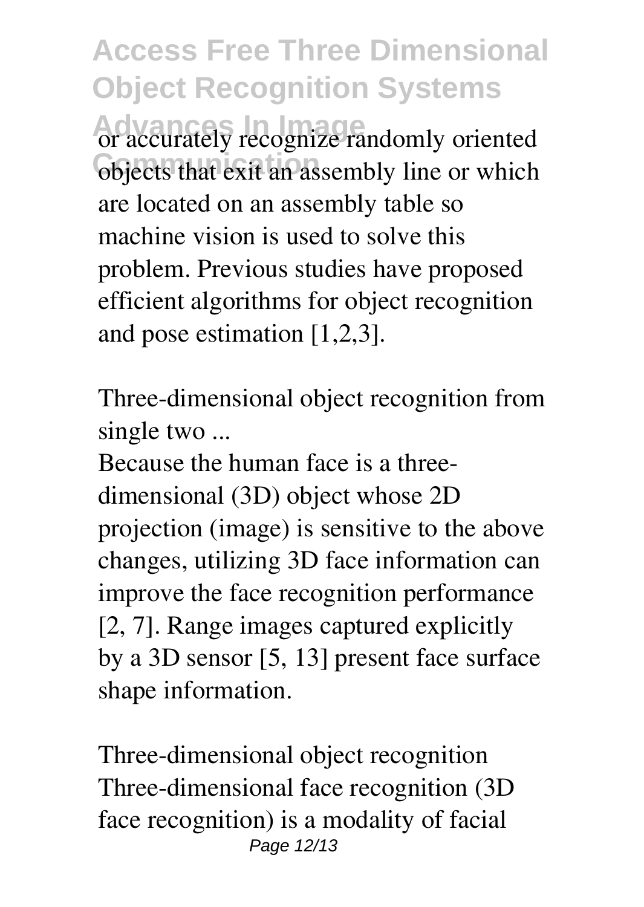or accurately recognize randomly oriented objects that exit an assembly line or which are located on an assembly table so machine vision is used to solve this problem. Previous studies have proposed efficient algorithms for object recognition and pose estimation [1,2,3].

Three-dimensional object recognition from single two ...

Because the human face is a three-dimensional (3D) object whose 2D projection (image) is sensitive to the above changes, utilizing 3D face information can improve the face recognition performance [2, 7]. Range images captured explicitly by a 3D sensor [5, 13] present face surface shape information.

Three-dimensional object recognition

Three-dimensional face recognition (3D face recognition) is a modality of facial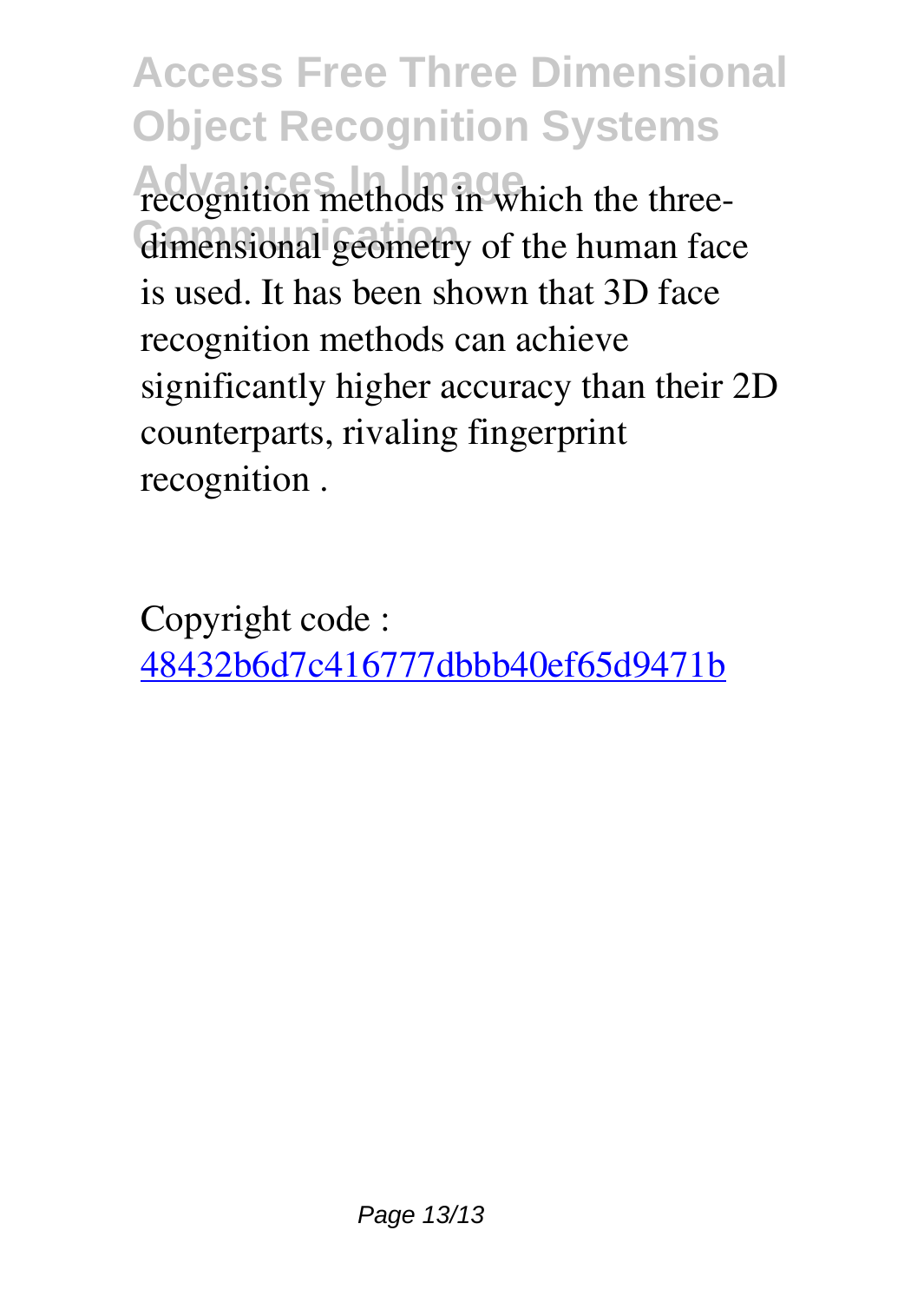recognition methods in which the three-dimensional geometry of the human face is used. It has been shown that 3D face recognition methods can achieve significantly higher accuracy than their 2D counterparts, rivaling fingerprint recognition .

Copyright code : 48432b6d7c416777dbbb40ef65d9471b